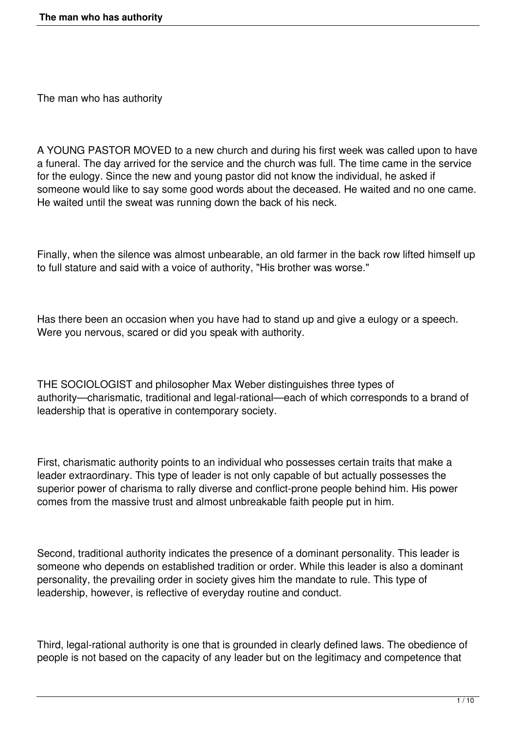# The man who has authority

A YOUNG PASTOR MOVED to a new church and during his first week was called upon to have a funeral. The day arrived for the service and the church was full. The time came in the service for the eulogy. Since the new and young pastor did not know the individual, he asked if someone would like to say some good words about the deceased. He waited and no one came. He waited until the sweat was running down the back of his neck.

Finally, when the silence was almost unbearable, an old farmer in the back row lifted himself up to full stature and said with a voice of authority, "His brother was worse."

Has there been an occasion when you have had to stand up and give a eulogy or a speech. Were you nervous, scared or did you speak with authority.

THE SOCIOLOGIST and philosopher Max Weber distinguishes three types of authority—charismatic, traditional and legal-rational—each of which corresponds to a brand of leadership that is operative in contemporary society.

First, charismatic authority points to an individual who possesses certain traits that make a leader extraordinary. This type of leader is not only capable of but actually possesses the superior power of charisma to rally diverse and conflict-prone people behind him. His power comes from the massive trust and almost unbreakable faith people put in him.

Second, traditional authority indicates the presence of a dominant personality. This leader is someone who depends on established tradition or order. While this leader is also a dominant personality, the prevailing order in society gives him the mandate to rule. This type of leadership, however, is reflective of everyday routine and conduct.

Third, legal-rational authority is one that is grounded in clearly defined laws. The obedience of people is not based on the capacity of any leader but on the legitimacy and competence that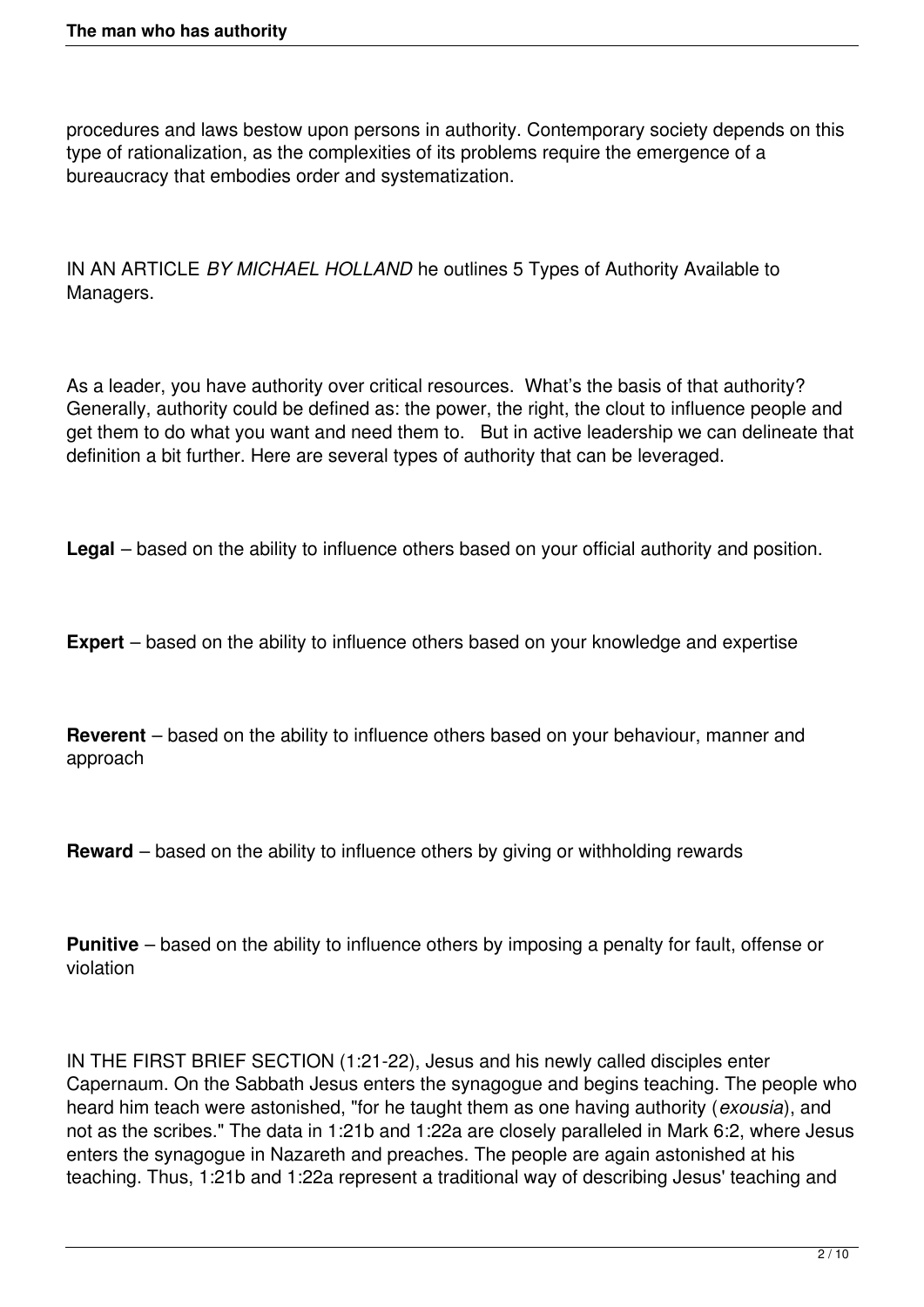procedures and laws bestow upon persons in authority. Contemporary society depends on this type of rationalization, as the complexities of its problems require the emergence of a bureaucracy that embodies order and systematization.

IN AN ARTICLE *BY MICHAEL HOLLAND* he outlines 5 Types of Authority Available to Managers.

As a leader, you have authority over critical resources. What's the basis of that authority? Generally, authority could be defined as: the power, the right, the clout to influence people and get them to do what you want and need them to. But in active leadership we can delineate that definition a bit further. Here are several types of authority that can be leveraged.

**Legal** – based on the ability to influence others based on your official authority and position.

**Expert** – based on the ability to influence others based on your knowledge and expertise

**Reverent** – based on the ability to influence others based on your behaviour, manner and approach

**Reward** – based on the ability to influence others by giving or withholding rewards

**Punitive** – based on the ability to influence others by imposing a penalty for fault, offense or violation

IN THE FIRST BRIEF SECTION (1:21-22), Jesus and his newly called disciples enter Capernaum. On the Sabbath Jesus enters the synagogue and begins teaching. The people who heard him teach were astonished, "for he taught them as one having authority (*exousia*), and not as the scribes." The data in 1:21b and 1:22a are closely paralleled in Mark 6:2, where Jesus enters the synagogue in Nazareth and preaches. The people are again astonished at his teaching. Thus, 1:21b and 1:22a represent a traditional way of describing Jesus' teaching and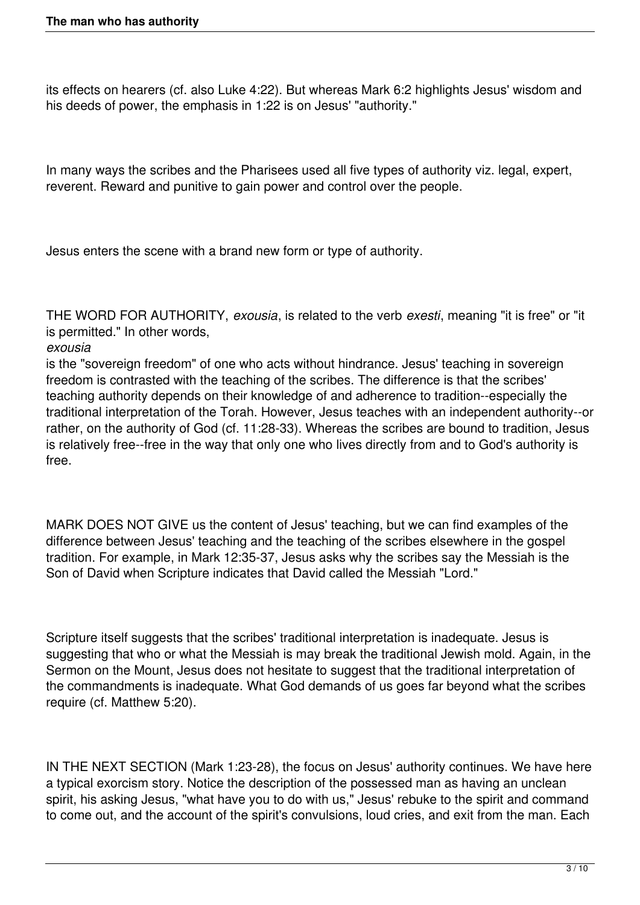its effects on hearers (cf. also Luke 4:22). But whereas Mark 6:2 highlights Jesus' wisdom and his deeds of power, the emphasis in 1:22 is on Jesus' "authority."

In many ways the scribes and the Pharisees used all five types of authority viz. legal, expert, reverent. Reward and punitive to gain power and control over the people.

Jesus enters the scene with a brand new form or type of authority.

THE WORD FOR AUTHORITY, *exousia*, is related to the verb *exesti*, meaning "it is free" or "it is permitted." In other words, *exousia* is the "sovereign freedom" of one who acts without hindrance. Jesus' teaching in sovereign freedom is contrasted with the teaching of the scribes. The difference is that the scribes' teaching authority depends on their knowledge of and adherence to tradition--especially the traditional interpretation of the Torah. However, Jesus teaches with an independent authority--or rather, on the authority of God (cf. 11:28-33). Whereas the scribes are bound to tradition, Jesus is relatively free--free in the way that only one who lives directly from and to God's authority is free.

MARK DOES NOT GIVE us the content of Jesus' teaching, but we can find examples of the difference between Jesus' teaching and the teaching of the scribes elsewhere in the gospel tradition. For example, in Mark 12:35-37, Jesus asks why the scribes say the Messiah is the Son of David when Scripture indicates that David called the Messiah "Lord."

Scripture itself suggests that the scribes' traditional interpretation is inadequate. Jesus is suggesting that who or what the Messiah is may break the traditional Jewish mold. Again, in the Sermon on the Mount, Jesus does not hesitate to suggest that the traditional interpretation of the commandments is inadequate. What God demands of us goes far beyond what the scribes require (cf. Matthew 5:20).

IN THE NEXT SECTION (Mark 1:23-28), the focus on Jesus' authority continues. We have here a typical exorcism story. Notice the description of the possessed man as having an unclean spirit, his asking Jesus, "what have you to do with us," Jesus' rebuke to the spirit and command to come out, and the account of the spirit's convulsions, loud cries, and exit from the man. Each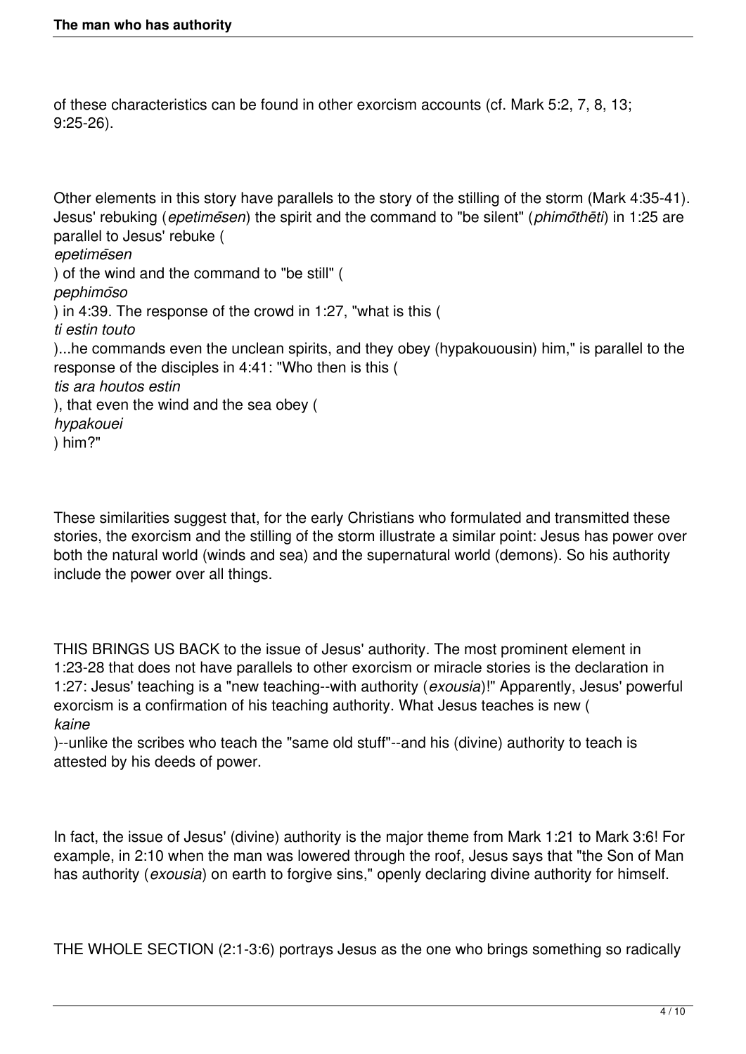of these characteristics can be found in other exorcism accounts (cf. Mark 5:2, 7, 8, 13; 9:25-26).

Other elements in this story have parallels to the story of the stilling of the storm (Mark 4:35-41). Jesus' rebuking (*epetimēsen*) the spirit and the command to "be silent" (*phimōthēti*) in 1:25 are parallel to Jesus' rebuke (*epetimēsen*) of the wind and the command to "be still" (*pephimōso*) in 4:39. The response of the crowd in 1:27, "what is this (*ti estin touto*)...he commands even the unclean spirits, and they obey (hypakouousin) him," is parallel to the response of the disciples in 4:41: "Who then is this (*tis ara houtos estin*), that even the wind and the sea obey (*hypakouei*) him?"

These similarities suggest that, for the early Christians who formulated and transmitted these stories, the exorcism and the stilling of the storm illustrate a similar point: Jesus has power over both the natural world (winds and sea) and the supernatural world (demons). So his authority include the power over all things.

THIS BRINGS US BACK to the issue of Jesus' authority. The most prominent element in 1:23-28 that does not have parallels to other exorcism or miracle stories is the declaration in 1:27: Jesus' teaching is a "new teaching--with authority (*exousia*)!" Apparently, Jesus' powerful exorcism is a confirmation of his teaching authority. What Jesus teaches is new (*kaine*)--unlike the scribes who teach the "same old stuff"--and his (divine) authority to teach is attested by his deeds of power.

In fact, the issue of Jesus' (divine) authority is the major theme from Mark 1:21 to Mark 3:6! For example, in 2:10 when the man was lowered through the roof, Jesus says that "the Son of Man has authority (*exousia*) on earth to forgive sins," openly declaring divine authority for himself.

THE WHOLE SECTION (2:1-3:6) portrays Jesus as the one who brings something so radically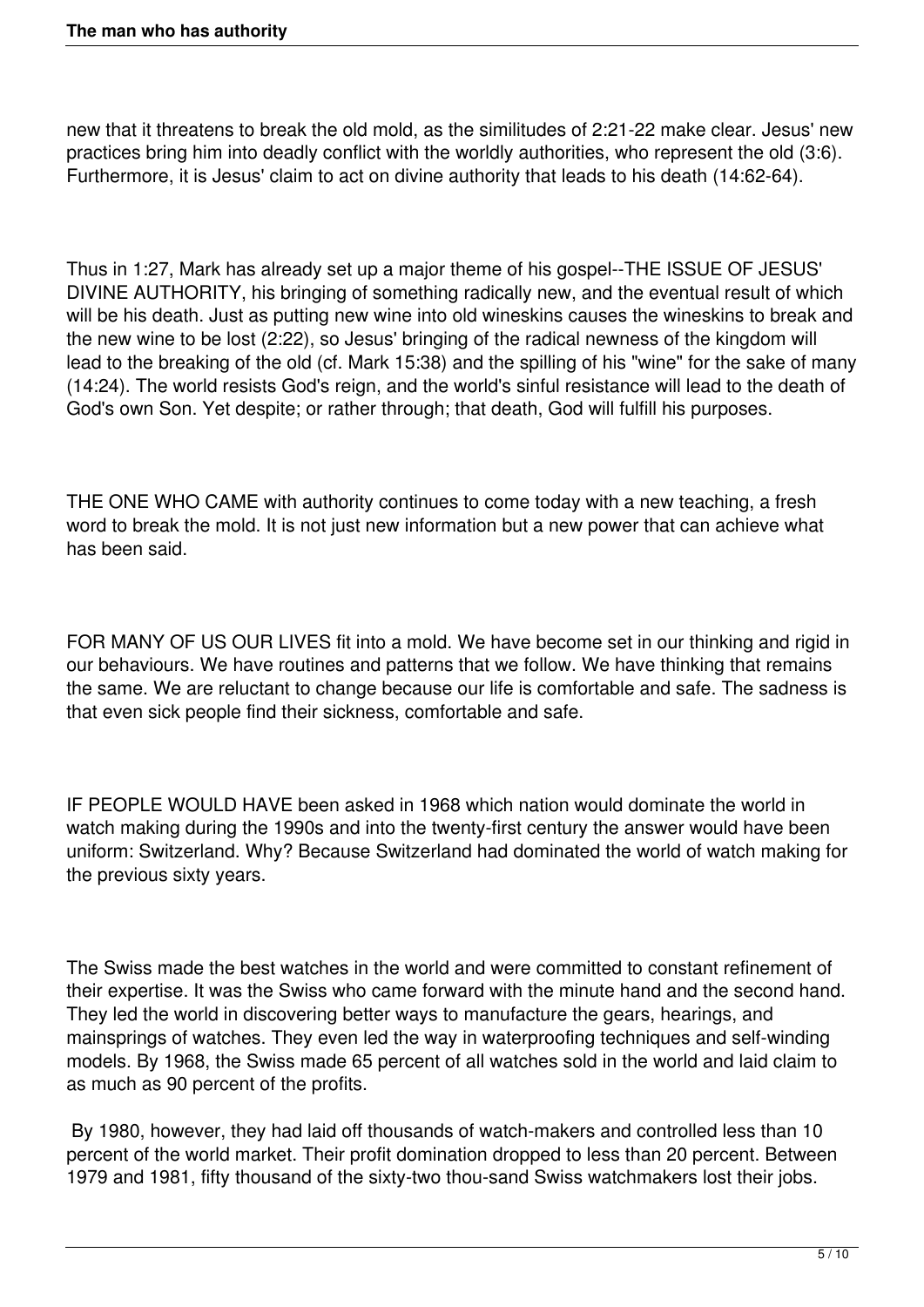new that it threatens to break the old mold, as the similitudes of 2:21-22 make clear. Jesus' new practices bring him into deadly conflict with the worldly authorities, who represent the old (3:6). Furthermore, it is Jesus' claim to act on divine authority that leads to his death (14:62-64).

Thus in 1:27, Mark has already set up a major theme of his gospel--THE ISSUE OF JESUS' DIVINE AUTHORITY, his bringing of something radically new, and the eventual result of which will be his death. Just as putting new wine into old wineskins causes the wineskins to break and the new wine to be lost (2:22), so Jesus' bringing of the radical newness of the kingdom will lead to the breaking of the old (cf. Mark 15:38) and the spilling of his "wine" for the sake of many (14:24). The world resists God's reign, and the world's sinful resistance will lead to the death of God's own Son. Yet despite; or rather through; that death, God will fulfill his purposes.

THE ONE WHO CAME with authority continues to come today with a new teaching, a fresh word to break the mold. It is not just new information but a new power that can achieve what has been said.

FOR MANY OF US OUR LIVES fit into a mold. We have become set in our thinking and rigid in our behaviours. We have routines and patterns that we follow. We have thinking that remains the same. We are reluctant to change because our life is comfortable and safe. The sadness is that even sick people find their sickness, comfortable and safe.

IF PEOPLE WOULD HAVE been asked in 1968 which nation would dominate the world in watch making during the 1990s and into the twenty-first century the answer would have been uniform: Switzerland. Why? Because Switzerland had dominated the world of watch making for the previous sixty years.

The Swiss made the best watches in the world and were committed to constant refinement of their expertise. It was the Swiss who came forward with the minute hand and the second hand. They led the world in discovering better ways to manufacture the gears, hearings, and mainsprings of watches. They even led the way in waterproofing techniques and self-winding models. By 1968, the Swiss made 65 percent of all watches sold in the world and laid claim to as much as 90 percent of the profits.

By 1980, however, they had laid off thousands of watch-makers and controlled less than 10 percent of the world market. Their profit domination dropped to less than 20 percent. Between 1979 and 1981, fifty thousand of the sixty-two thou-sand Swiss watchmakers lost their jobs.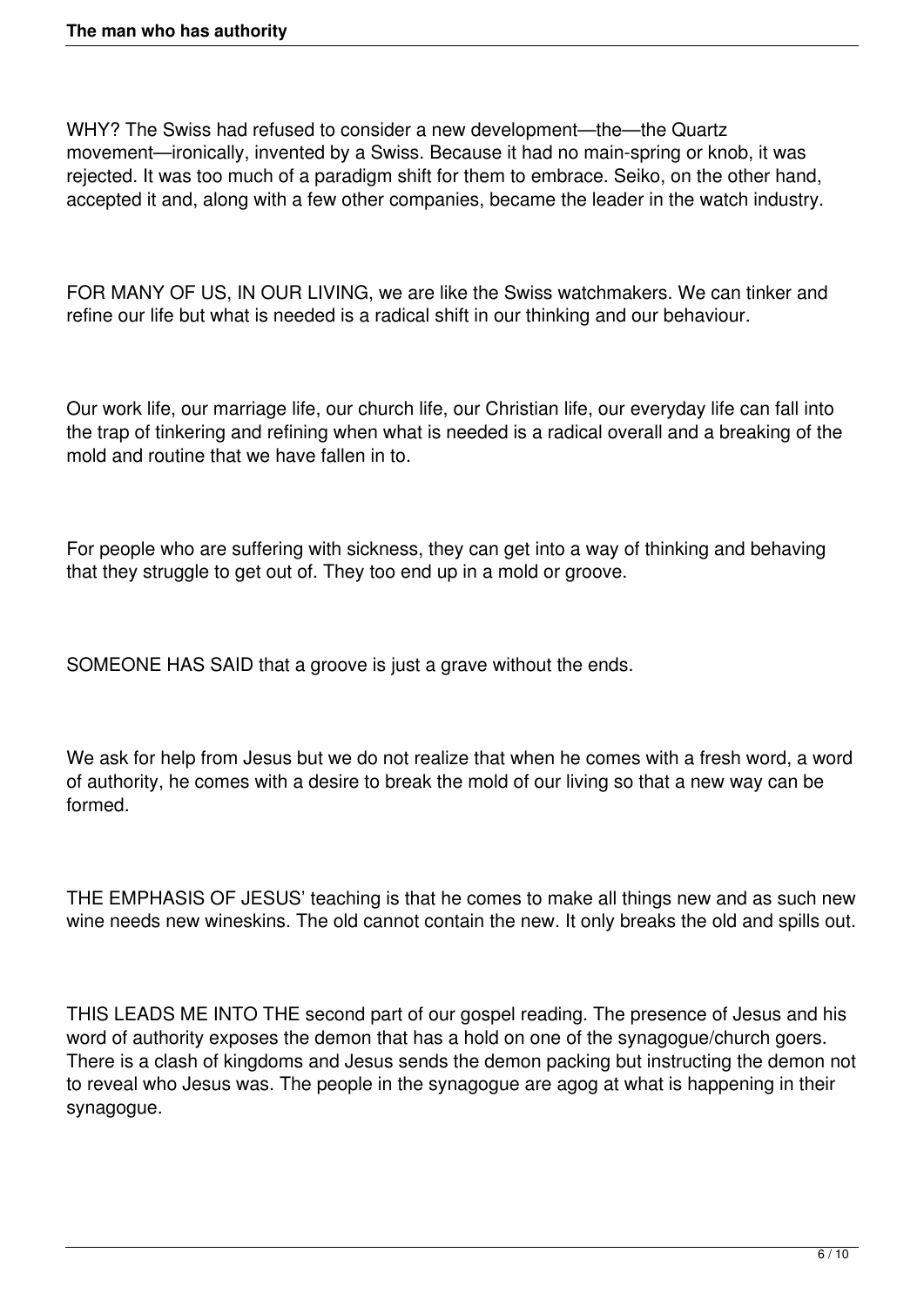WHY? The Swiss had refused to consider a new development—the—the Quartz movement—ironically, invented by a Swiss. Because it had no main-spring or knob, it was rejected. It was too much of a paradigm shift for them to embrace. Seiko, on the other hand, accepted it and, along with a few other companies, became the leader in the watch industry.

FOR MANY OF US, IN OUR LIVING, we are like the Swiss watchmakers. We can tinker and refine our life but what is needed is a radical shift in our thinking and our behaviour.

Our work life, our marriage life, our church life, our Christian life, our everyday life can fall into the trap of tinkering and refining when what is needed is a radical overall and a breaking of the mold and routine that we have fallen in to.

For people who are suffering with sickness, they can get into a way of thinking and behaving that they struggle to get out of. They too end up in a mold or groove.

SOMEONE HAS SAID that a groove is just a grave without the ends.

We ask for help from Jesus but we do not realize that when he comes with a fresh word, a word of authority, he comes with a desire to break the mold of our living so that a new way can be formed.

THE EMPHASIS OF JESUS' teaching is that he comes to make all things new and as such new wine needs new wineskins. The old cannot contain the new. It only breaks the old and spills out.

THIS LEADS ME INTO THE second part of our gospel reading. The presence of Jesus and his word of authority exposes the demon that has a hold on one of the synagogue/church goers. There is a clash of kingdoms and Jesus sends the demon packing but instructing the demon not to reveal who Jesus was. The people in the synagogue are agog at what is happening in their synagogue.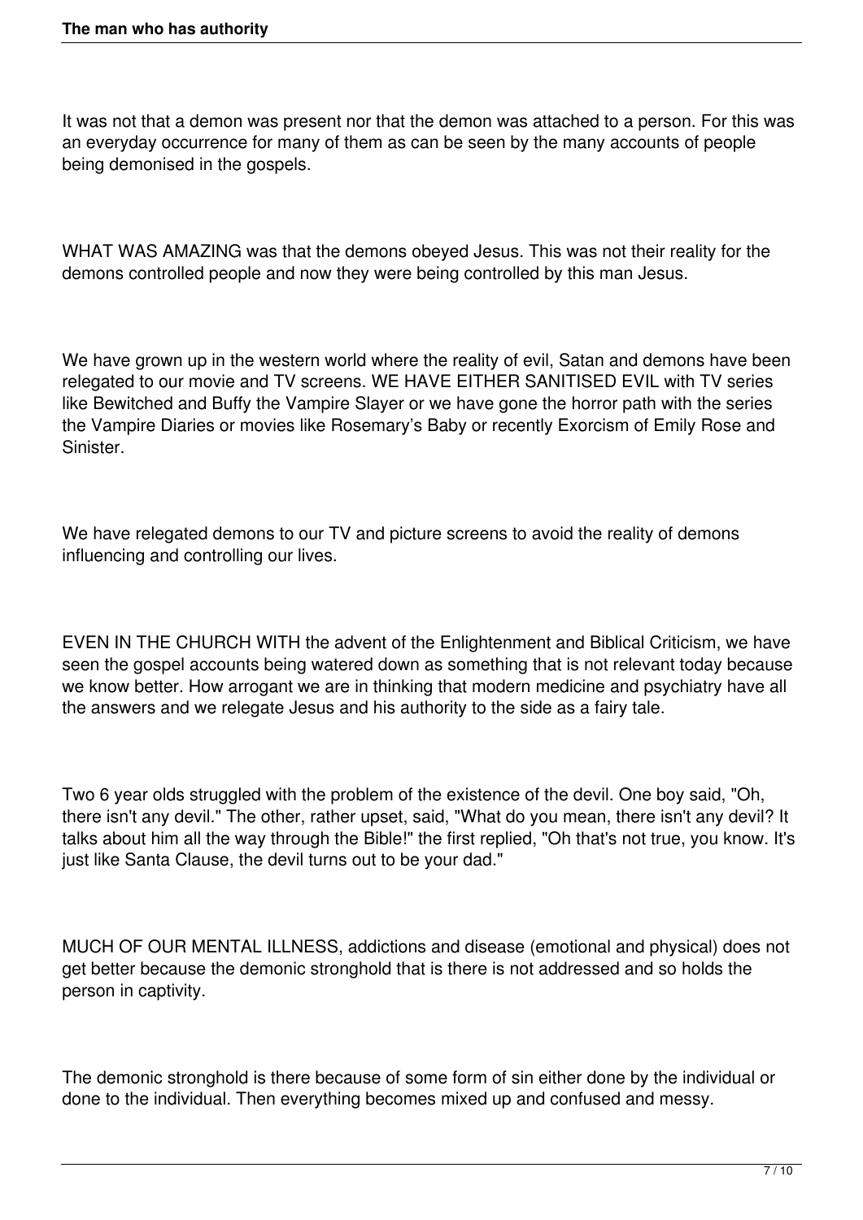It was not that a demon was present nor that the demon was attached to a person. For this was an everyday occurrence for many of them as can be seen by the many accounts of people being demonised in the gospels.

WHAT WAS AMAZING was that the demons obeyed Jesus. This was not their reality for the demons controlled people and now they were being controlled by this man Jesus.

We have grown up in the western world where the reality of evil, Satan and demons have been relegated to our movie and TV screens. WE HAVE EITHER SANITISED EVIL with TV series like Bewitched and Buffy the Vampire Slayer or we have gone the horror path with the series the Vampire Diaries or movies like Rosemary's Baby or recently Exorcism of Emily Rose and Sinister.

We have relegated demons to our TV and picture screens to avoid the reality of demons influencing and controlling our lives.

EVEN IN THE CHURCH WITH the advent of the Enlightenment and Biblical Criticism, we have seen the gospel accounts being watered down as something that is not relevant today because we know better. How arrogant we are in thinking that modern medicine and psychiatry have all the answers and we relegate Jesus and his authority to the side as a fairy tale.

Two 6 year olds struggled with the problem of the existence of the devil. One boy said, "Oh, there isn't any devil." The other, rather upset, said, "What do you mean, there isn't any devil? It talks about him all the way through the Bible!" the first replied, "Oh that's not true, you know. It's just like Santa Clause, the devil turns out to be your dad."

MUCH OF OUR MENTAL ILLNESS, addictions and disease (emotional and physical) does not get better because the demonic stronghold that is there is not addressed and so holds the person in captivity.

The demonic stronghold is there because of some form of sin either done by the individual or done to the individual. Then everything becomes mixed up and confused and messy.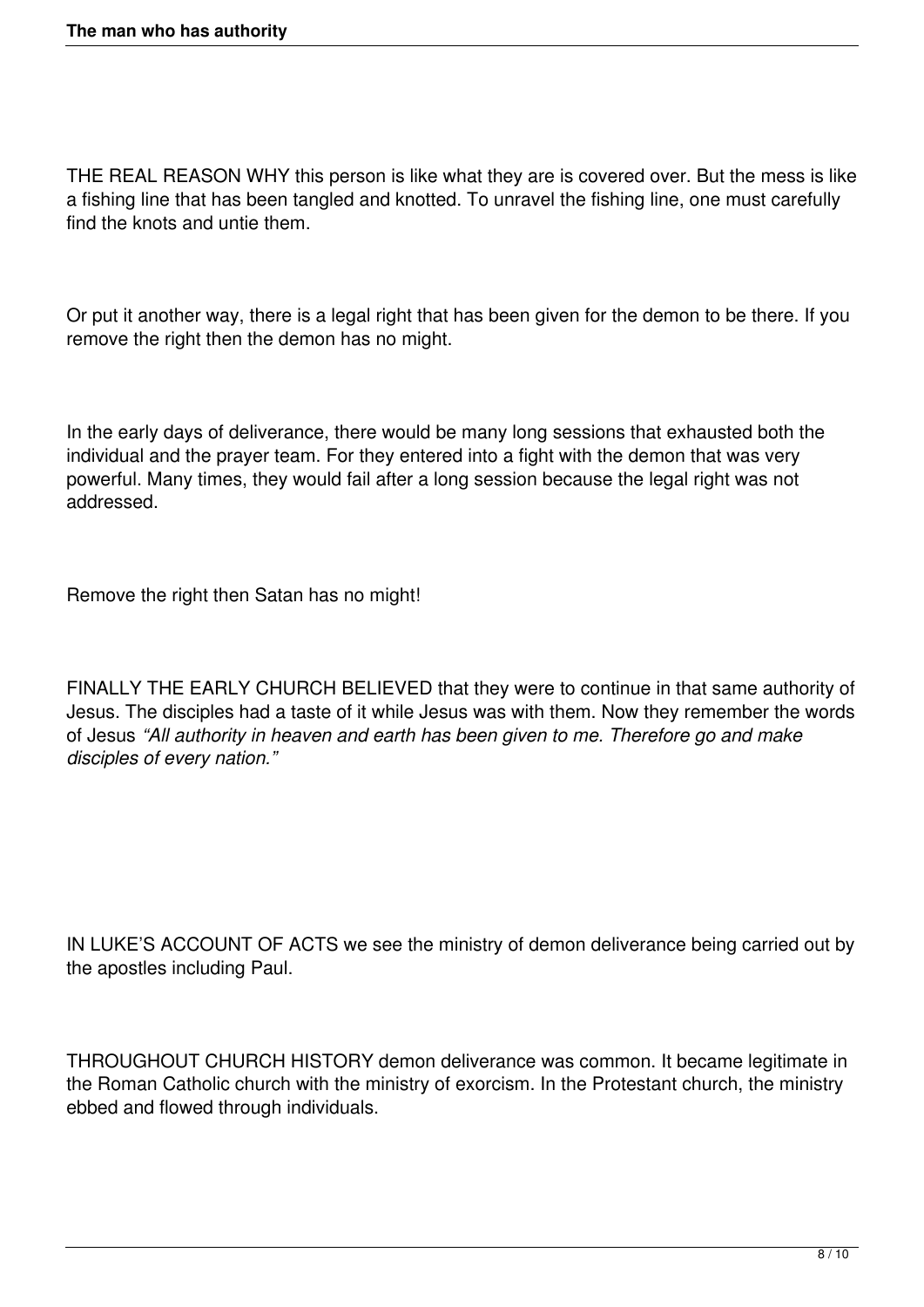THE REAL REASON WHY this person is like what they are is covered over. But the mess is like a fishing line that has been tangled and knotted. To unravel the fishing line, one must carefully find the knots and untie them.

Or put it another way, there is a legal right that has been given for the demon to be there. If you remove the right then the demon has no might.

In the early days of deliverance, there would be many long sessions that exhausted both the individual and the prayer team. For they entered into a fight with the demon that was very powerful. Many times, they would fail after a long session because the legal right was not addressed.

Remove the right then Satan has no might!

FINALLY THE EARLY CHURCH BELIEVED that they were to continue in that same authority of Jesus. The disciples had a taste of it while Jesus was with them. Now they remember the words of Jesus *"All authority in heaven and earth has been given to me. Therefore go and make disciples of every nation."*

IN LUKE'S ACCOUNT OF ACTS we see the ministry of demon deliverance being carried out by the apostles including Paul.

THROUGHOUT CHURCH HISTORY demon deliverance was common. It became legitimate in the Roman Catholic church with the ministry of exorcism. In the Protestant church, the ministry ebbed and flowed through individuals.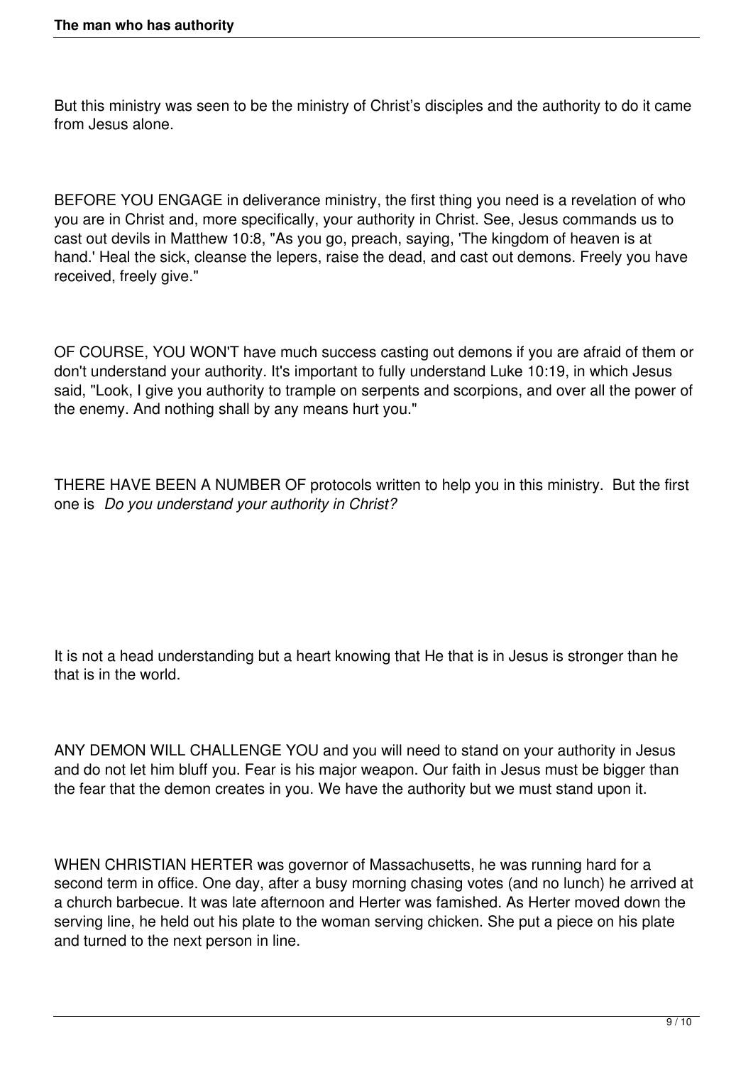But this ministry was seen to be the ministry of Christ’s disciples and the authority to do it came from Jesus alone.

BEFORE YOU ENGAGE in deliverance ministry, the first thing you need is a revelation of who you are in Christ and, more specifically, your authority in Christ. See, Jesus commands us to cast out devils in Matthew 10:8, "As you go, preach, saying, 'The kingdom of heaven is at hand.' Heal the sick, cleanse the lepers, raise the dead, and cast out demons. Freely you have received, freely give."

OF COURSE, YOU WON'T have much success casting out demons if you are afraid of them or don't understand your authority. It's important to fully understand Luke 10:19, in which Jesus said, "Look, I give you authority to trample on serpents and scorpions, and over all the power of the enemy. And nothing shall by any means hurt you."

THERE HAVE BEEN A NUMBER OF protocols written to help you in this ministry. But the first one is *Do you understand your authority in Christ?*

It is not a head understanding but a heart knowing that He that is in Jesus is stronger than he that is in the world.

ANY DEMON WILL CHALLENGE YOU and you will need to stand on your authority in Jesus and do not let him bluff you. Fear is his major weapon. Our faith in Jesus must be bigger than the fear that the demon creates in you. We have the authority but we must stand upon it.

WHEN CHRISTIAN HERTER was governor of Massachusetts, he was running hard for a second term in office. One day, after a busy morning chasing votes (and no lunch) he arrived at a church barbecue. It was late afternoon and Herter was famished. As Herter moved down the serving line, he held out his plate to the woman serving chicken. She put a piece on his plate and turned to the next person in line.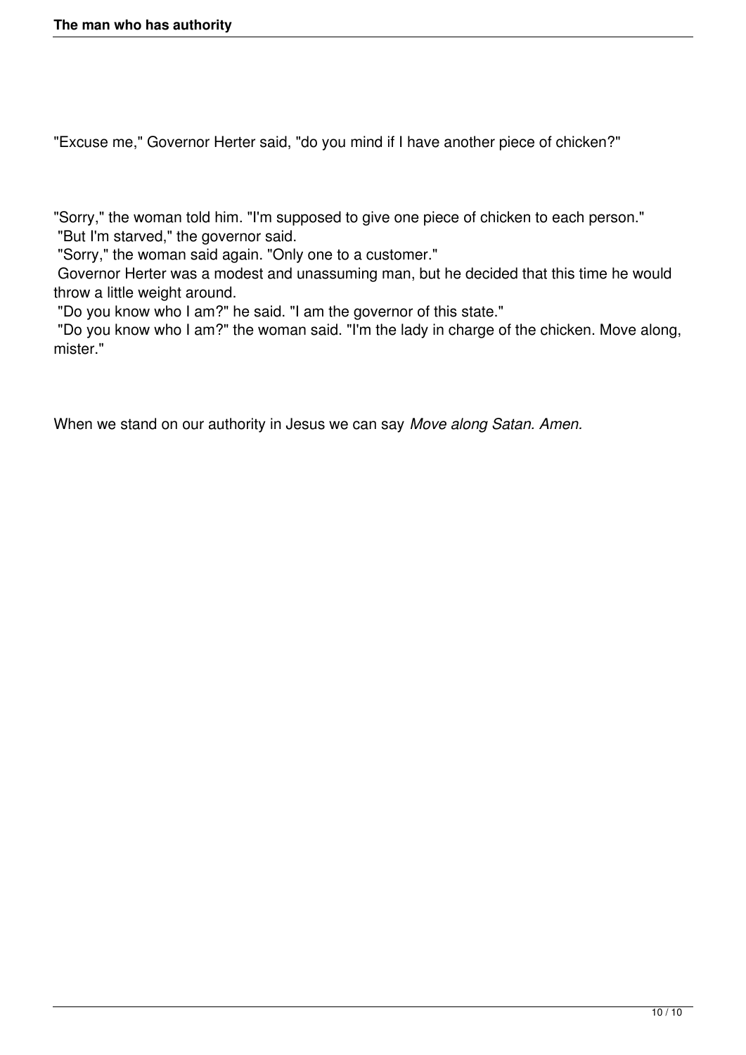"Excuse me," Governor Herter said, "do you mind if I have another piece of chicken?"

"Sorry," the woman told him. "I'm supposed to give one piece of chicken to each person."

"But I'm starved," the governor said.

"Sorry," the woman said again. "Only one to a customer."

Governor Herter was a modest and unassuming man, but he decided that this time he would throw a little weight around.

"Do you know who I am?" he said. "I am the governor of this state."

"Do you know who I am?" the woman said. "I'm the lady in charge of the chicken. Move along, mister."

When we stand on our authority in Jesus we can say *Move along Satan. Amen.*